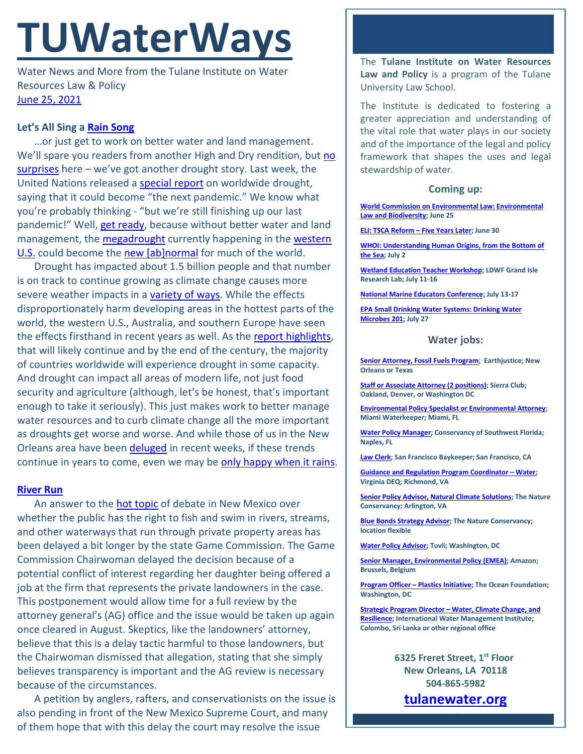# TUWaterWays

Water News and More from the Tulane Institute on Water Resources Law & Policy
June 25, 2021

### Let's All Sing a Rain Song

…or just get to work on better water and land management. We'll spare you readers from another High and Dry rendition, but no surprises here – we've got another drought story. Last week, the United Nations released a special report on worldwide drought, saying that it could become "the next pandemic." We know what you're probably thinking - "but we're still finishing up our last pandemic!" Well, get ready, because without better water and land management, the megadrought currently happening in the western U.S. could become the new [ab]normal for much of the world.

Drought has impacted about 1.5 billion people and that number is on track to continue growing as climate change causes more severe weather impacts in a variety of ways. While the effects disproportionately harm developing areas in the hottest parts of the world, the western U.S., Australia, and southern Europe have seen the effects firsthand in recent years as well. As the report highlights, that will likely continue and by the end of the century, the majority of countries worldwide will experience drought in some capacity. And drought can impact all areas of modern life, not just food security and agriculture (although, let's be honest, that's important enough to take it seriously). This just makes work to better manage water resources and to curb climate change all the more important as droughts get worse and worse. And while those of us in the New Orleans area have been deluged in recent weeks, if these trends continue in years to come, even we may be only happy when it rains.

### River Run

An answer to the hot topic of debate in New Mexico over whether the public has the right to fish and swim in rivers, streams, and other waterways that run through private property areas has been delayed a bit longer by the state Game Commission. The Game Commission Chairwoman delayed the decision because of a potential conflict of interest regarding her daughter being offered a job at the firm that represents the private landowners in the case. This postponement would allow time for a full review by the attorney general's (AG) office and the issue would be taken up again once cleared in August. Skeptics, like the landowners' attorney, believe that this is a delay tactic harmful to those landowners, but the Chairwoman dismissed that allegation, stating that she simply believes transparency is important and the AG review is necessary because of the circumstances.

A petition by anglers, rafters, and conservationists on the issue is also pending in front of the New Mexico Supreme Court, and many of them hope that with this delay the court may resolve the issue

---

The **Tulane Institute on Water Resources Law and Policy** is a program of the Tulane University Law School.

The Institute is dedicated to fostering a greater appreciation and understanding of the vital role that water plays in our society and of the importance of the legal and policy framework that shapes the uses and legal stewardship of water.

#### Coming up:

**World Commission on Environmental Law: Environmental Law and Biodiversity; June 25**

**ELI: TSCA Reform – Five Years Later; June 30**

**WHOI: Understanding Human Origins, from the Bottom of the Sea; July 2**

**Wetland Education Teacher Workshop; LDWF Grand Isle Research Lab; July 11-16**

**National Marine Educators Conference; July 13-17**

**EPA Small Drinking Water Systems: Drinking Water Microbes 201; July 27**

#### Water jobs:

**Senior Attorney, Fossil Fuels Program; Earthjustice; New Orleans or Texas**

**Staff or Associate Attorney (2 positions); Sierra Club; Oakland, Denver, or Washington DC**

**Environmental Policy Specialist or Environmental Attorney; Miami Waterkeeper; Miami, FL**

**Water Policy Manager; Conservancy of Southwest Florida; Naples, FL**

**Law Clerk; San Francisco Baykeeper; San Francisco, CA**

**Guidance and Regulation Program Coordinator – Water; Virginia DEQ; Richmond, VA**

**Senior Policy Advisor, Natural Climate Solutions; The Nature Conservancy; Arlington, VA**

**Blue Bonds Strategy Advisor; The Nature Conservancy; location flexible**

**Water Policy Advisor; Tuvli; Washington, DC**

**Senior Manager, Environmental Policy (EMEA); Amazon; Brussels, Belgium**

**Program Officer – Plastics Initiative; The Ocean Foundation; Washington, DC**

**Strategic Program Director – Water, Climate Change, and Resilience; International Water Management Institute; Colombo, Sri Lanka or other regional office**

**6325 Freret Street, 1st Floor**
**New Orleans, LA 70118**
**504-865-5982**

**tulanewater.org**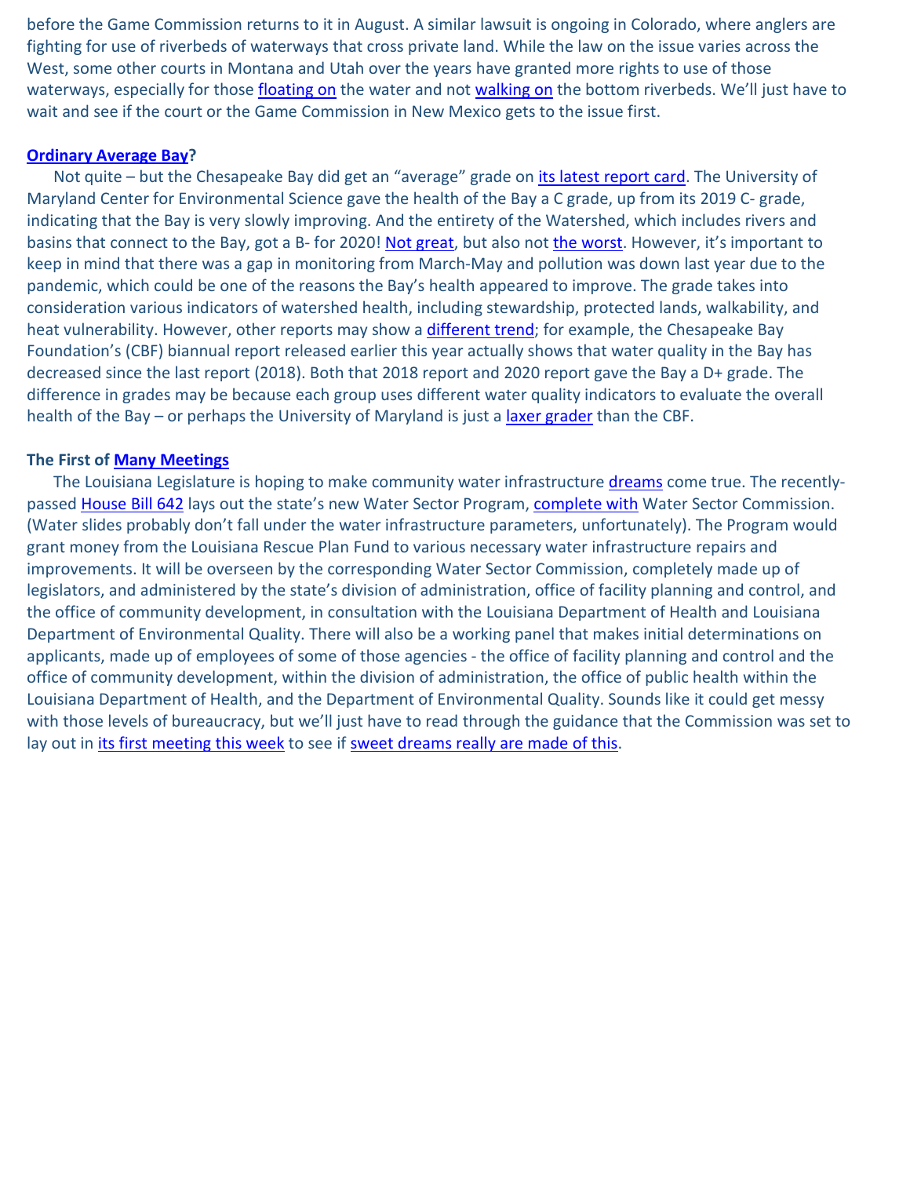before the Game Commission returns to it in August. A similar lawsuit is ongoing in Colorado, where anglers are fighting for use of riverbeds of waterways that cross private land. While the law on the issue varies across the West, some other courts in Montana and Utah over the years have granted more rights to use of those waterways, especially for those floating on the water and not walking on the bottom riverbeds. We'll just have to wait and see if the court or the Game Commission in New Mexico gets to the issue first.

**Ordinary Average Bay?**

Not quite – but the Chesapeake Bay did get an "average" grade on its latest report card. The University of Maryland Center for Environmental Science gave the health of the Bay a C grade, up from its 2019 C- grade, indicating that the Bay is very slowly improving. And the entirety of the Watershed, which includes rivers and basins that connect to the Bay, got a B- for 2020! Not great, but also not the worst. However, it's important to keep in mind that there was a gap in monitoring from March-May and pollution was down last year due to the pandemic, which could be one of the reasons the Bay's health appeared to improve. The grade takes into consideration various indicators of watershed health, including stewardship, protected lands, walkability, and heat vulnerability. However, other reports may show a different trend; for example, the Chesapeake Bay Foundation's (CBF) biannual report released earlier this year actually shows that water quality in the Bay has decreased since the last report (2018). Both that 2018 report and 2020 report gave the Bay a D+ grade. The difference in grades may be because each group uses different water quality indicators to evaluate the overall health of the Bay – or perhaps the University of Maryland is just a laxer grader than the CBF.

**The First of Many Meetings**

The Louisiana Legislature is hoping to make community water infrastructure dreams come true. The recently-passed House Bill 642 lays out the state's new Water Sector Program, complete with Water Sector Commission. (Water slides probably don't fall under the water infrastructure parameters, unfortunately). The Program would grant money from the Louisiana Rescue Plan Fund to various necessary water infrastructure repairs and improvements. It will be overseen by the corresponding Water Sector Commission, completely made up of legislators, and administered by the state's division of administration, office of facility planning and control, and the office of community development, in consultation with the Louisiana Department of Health and Louisiana Department of Environmental Quality. There will also be a working panel that makes initial determinations on applicants, made up of employees of some of those agencies - the office of facility planning and control and the office of community development, within the division of administration, the office of public health within the Louisiana Department of Health, and the Department of Environmental Quality. Sounds like it could get messy with those levels of bureaucracy, but we'll just have to read through the guidance that the Commission was set to lay out in its first meeting this week to see if sweet dreams really are made of this.